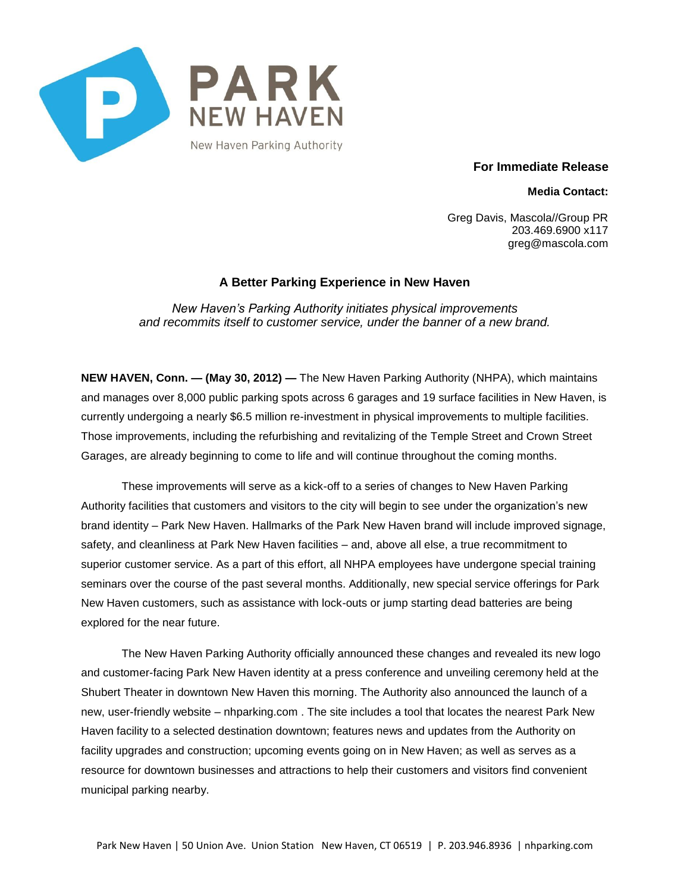PARK
NEW HAVEN
New Haven Parking Authority

**For Immediate Release**

**Media Contact:**

Greg Davis, Mascola//Group PR
203.469.6900 x117
greg@mascola.com

## A Better Parking Experience in New Haven

*New Haven's Parking Authority initiates physical improvements and recommits itself to customer service, under the banner of a new brand.*

**NEW HAVEN, Conn. — (May 30, 2012) —** The New Haven Parking Authority (NHPA), which maintains and manages over 8,000 public parking spots across 6 garages and 19 surface facilities in New Haven, is currently undergoing a nearly $6.5 million re-investment in physical improvements to multiple facilities. Those improvements, including the refurbishing and revitalizing of the Temple Street and Crown Street Garages, are already beginning to come to life and will continue throughout the coming months.

These improvements will serve as a kick-off to a series of changes to New Haven Parking Authority facilities that customers and visitors to the city will begin to see under the organization's new brand identity – Park New Haven. Hallmarks of the Park New Haven brand will include improved signage, safety, and cleanliness at Park New Haven facilities – and, above all else, a true recommitment to superior customer service. As a part of this effort, all NHPA employees have undergone special training seminars over the course of the past several months. Additionally, new special service offerings for Park New Haven customers, such as assistance with lock-outs or jump starting dead batteries are being explored for the near future.

The New Haven Parking Authority officially announced these changes and revealed its new logo and customer-facing Park New Haven identity at a press conference and unveiling ceremony held at the Shubert Theater in downtown New Haven this morning. The Authority also announced the launch of a new, user-friendly website – nhparking.com . The site includes a tool that locates the nearest Park New Haven facility to a selected destination downtown; features news and updates from the Authority on facility upgrades and construction; upcoming events going on in New Haven; as well as serves as a resource for downtown businesses and attractions to help their customers and visitors find convenient municipal parking nearby.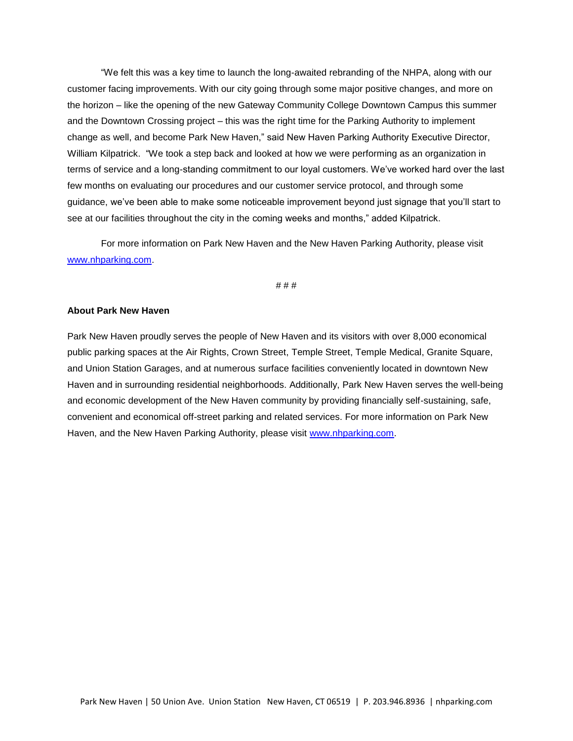"We felt this was a key time to launch the long-awaited rebranding of the NHPA, along with our customer facing improvements. With our city going through some major positive changes, and more on the horizon – like the opening of the new Gateway Community College Downtown Campus this summer and the Downtown Crossing project – this was the right time for the Parking Authority to implement change as well, and become Park New Haven," said New Haven Parking Authority Executive Director, William Kilpatrick. "We took a step back and looked at how we were performing as an organization in terms of service and a long-standing commitment to our loyal customers. We've worked hard over the last few months on evaluating our procedures and our customer service protocol, and through some guidance, we've been able to make some noticeable improvement beyond just signage that you'll start to see at our facilities throughout the city in the coming weeks and months," added Kilpatrick.

For more information on Park New Haven and the New Haven Parking Authority, please visit [www.nhparking.com](http://www.nhparking.com).

# # #

**About Park New Haven**

Park New Haven proudly serves the people of New Haven and its visitors with over 8,000 economical public parking spaces at the Air Rights, Crown Street, Temple Street, Temple Medical, Granite Square, and Union Station Garages, and at numerous surface facilities conveniently located in downtown New Haven and in surrounding residential neighborhoods. Additionally, Park New Haven serves the well-being and economic development of the New Haven community by providing financially self-sustaining, safe, convenient and economical off-street parking and related services. For more information on Park New Haven, and the New Haven Parking Authority, please visit [www.nhparking.com](http://www.nhparking.com).